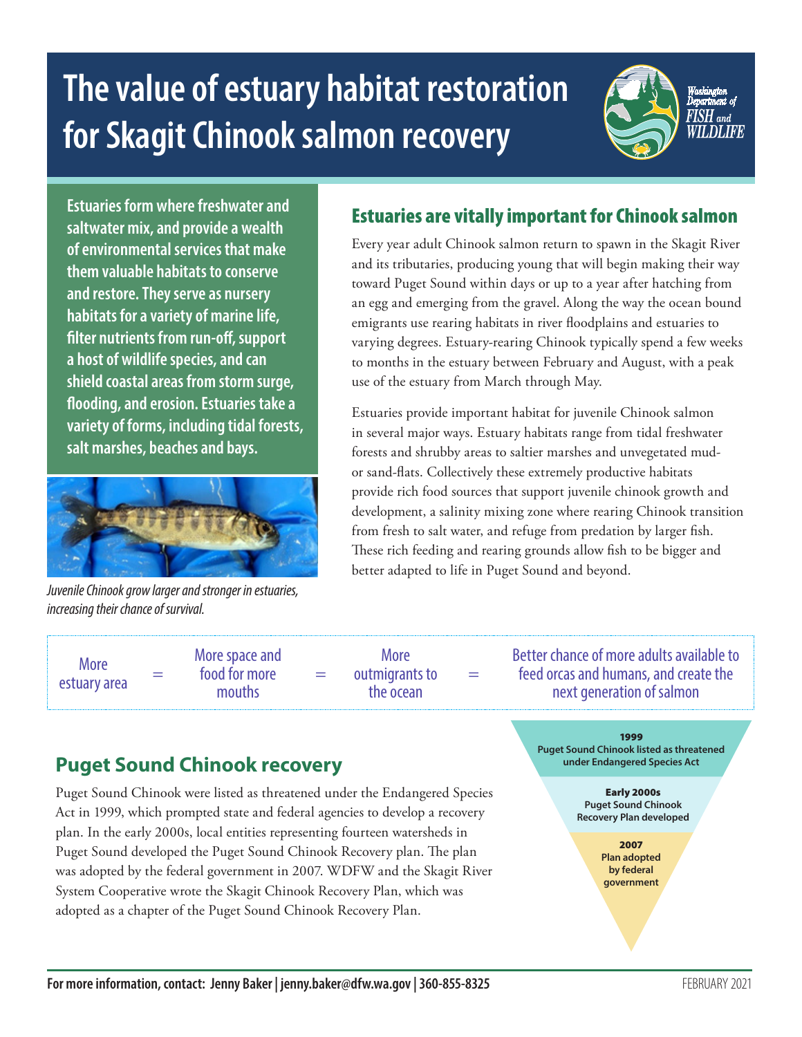# The value of estuary habitat restoration for Skagit Chinook salmon recovery

**Estuaries form where freshwater and saltwater mix, and provide a wealth of environmental services that make them valuable habitats to conserve and restore. They serve as nursery habitats for a variety of marine life, filter nutrients from run-off, support a host of wildlife species, and can shield coastal areas from storm surge, flooding, and erosion. Estuaries take a variety of forms, including tidal forests, salt marshes, beaches and bays.**

*Juvenile Chinook grow larger and stronger in estuaries, increasing their chance of survival.*

## Estuaries are vitally important for Chinook salmon

Every year adult Chinook salmon return to spawn in the Skagit River and its tributaries, producing young that will begin making their way toward Puget Sound within days or up to a year after hatching from an egg and emerging from the gravel. Along the way the ocean bound emigrants use rearing habitats in river floodplains and estuaries to varying degrees. Estuary-rearing Chinook typically spend a few weeks to months in the estuary between February and August, with a peak use of the estuary from March through May.

Estuaries provide important habitat for juvenile Chinook salmon in several major ways. Estuary habitats range from tidal freshwater forests and shrubby areas to saltier marshes and unvegetated mud- or sand-flats. Collectively these extremely productive habitats provide rich food sources that support juvenile chinook growth and development, a salinity mixing zone where rearing Chinook transition from fresh to salt water, and refuge from predation by larger fish. These rich feeding and rearing grounds allow fish to be bigger and better adapted to life in Puget Sound and beyond.

More estuary area = More space and food for more mouths = More outmigrants to the ocean = Better chance of more adults available to feed orcas and humans, and create the next generation of salmon

## Puget Sound Chinook recovery

Puget Sound Chinook were listed as threatened under the Endangered Species Act in 1999, which prompted state and federal agencies to develop a recovery plan. In the early 2000s, local entities representing fourteen watersheds in Puget Sound developed the Puget Sound Chinook Recovery plan. The plan was adopted by the federal government in 2007. WDFW and the Skagit River System Cooperative wrote the Skagit Chinook Recovery Plan, which was adopted as a chapter of the Puget Sound Chinook Recovery Plan.

**1999**
Puget Sound Chinook listed as threatened under Endangered Species Act

**Early 2000s**
Puget Sound Chinook Recovery Plan developed

**2007**
Plan adopted by federal government

**For more information, contact: Jenny Baker | jenny.baker@dfw.wa.gov | 360-855-8325**

FEBRUARY 2021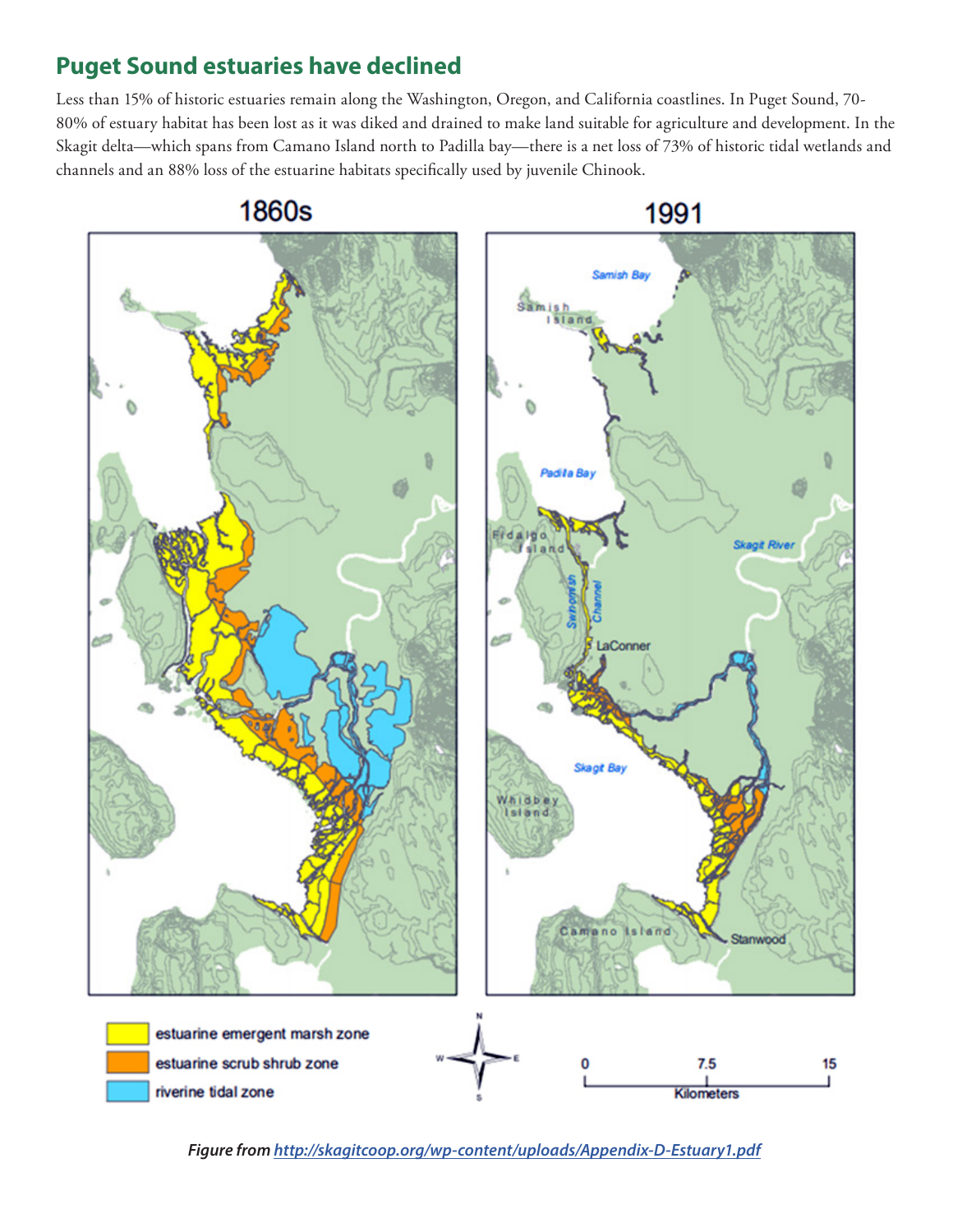## Puget Sound estuaries have declined

Less than 15% of historic estuaries remain along the Washington, Oregon, and California coastlines. In Puget Sound, 70-80% of estuary habitat has been lost as it was diked and drained to make land suitable for agriculture and development. In the Skagit delta—which spans from Camano Island north to Padilla bay—there is a net loss of 73% of historic tidal wetlands and channels and an 88% loss of the estuarine habitats specifically used by juvenile Chinook.

***Figure from [http://skagitcoop.org/wp-content/uploads/Appendix-D-Estuary1.pdf](http://skagitcoop.org/wp-content/uploads/Appendix-D-Estuary1.pdf)***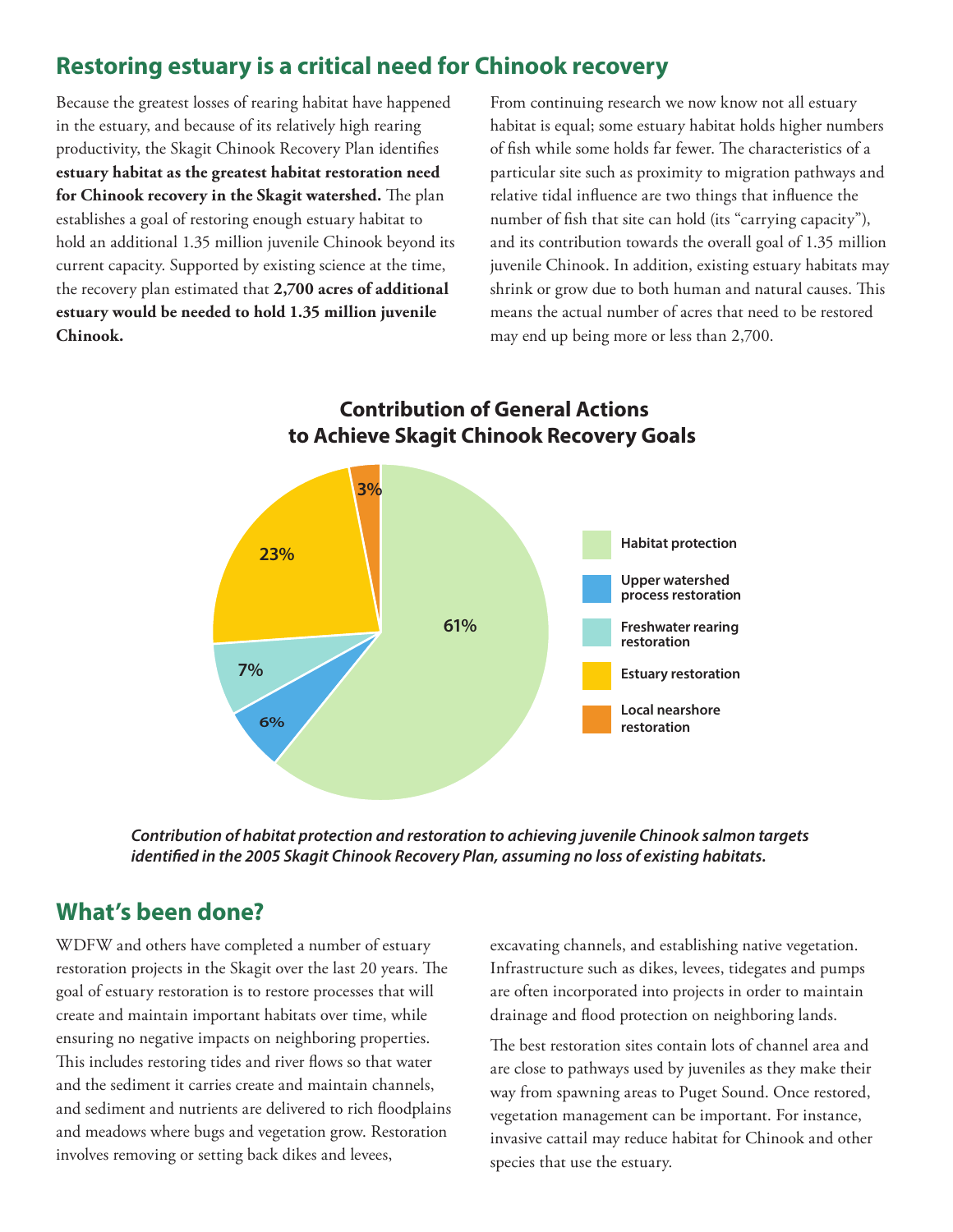## Restoring estuary is a critical need for Chinook recovery

Because the greatest losses of rearing habitat have happened in the estuary, and because of its relatively high rearing productivity, the Skagit Chinook Recovery Plan identifies **estuary habitat as the greatest habitat restoration need for Chinook recovery in the Skagit watershed.** The plan establishes a goal of restoring enough estuary habitat to hold an additional 1.35 million juvenile Chinook beyond its current capacity. Supported by existing science at the time, the recovery plan estimated that **2,700 acres of additional estuary would be needed to hold 1.35 million juvenile Chinook.**

From continuing research we now know not all estuary habitat is equal; some estuary habitat holds higher numbers of fish while some holds far fewer. The characteristics of a particular site such as proximity to migration pathways and relative tidal influence are two things that influence the number of fish that site can hold (its "carrying capacity"), and its contribution towards the overall goal of 1.35 million juvenile Chinook. In addition, existing estuary habitats may shrink or grow due to both human and natural causes. This means the actual number of acres that need to be restored may end up being more or less than 2,700.

### Contribution of General Actions to Achieve Skagit Chinook Recovery Goals

| Action | Contribution |
|---|---|
| Habitat protection | 61% |
| Upper watershed process restoration | 6% |
| Freshwater rearing restoration | 7% |
| Estuary restoration | 23% |
| Local nearshore restoration | 3% |

***Contribution of habitat protection and restoration to achieving juvenile Chinook salmon targets identified in the 2005 Skagit Chinook Recovery Plan, assuming no loss of existing habitats.***

## What's been done?

WDFW and others have completed a number of estuary restoration projects in the Skagit over the last 20 years. The goal of estuary restoration is to restore processes that will create and maintain important habitats over time, while ensuring no negative impacts on neighboring properties. This includes restoring tides and river flows so that water and the sediment it carries create and maintain channels, and sediment and nutrients are delivered to rich floodplains and meadows where bugs and vegetation grow. Restoration involves removing or setting back dikes and levees, excavating channels, and establishing native vegetation. Infrastructure such as dikes, levees, tidegates and pumps are often incorporated into projects in order to maintain drainage and flood protection on neighboring lands.

The best restoration sites contain lots of channel area and are close to pathways used by juveniles as they make their way from spawning areas to Puget Sound. Once restored, vegetation management can be important. For instance, invasive cattail may reduce habitat for Chinook and other species that use the estuary.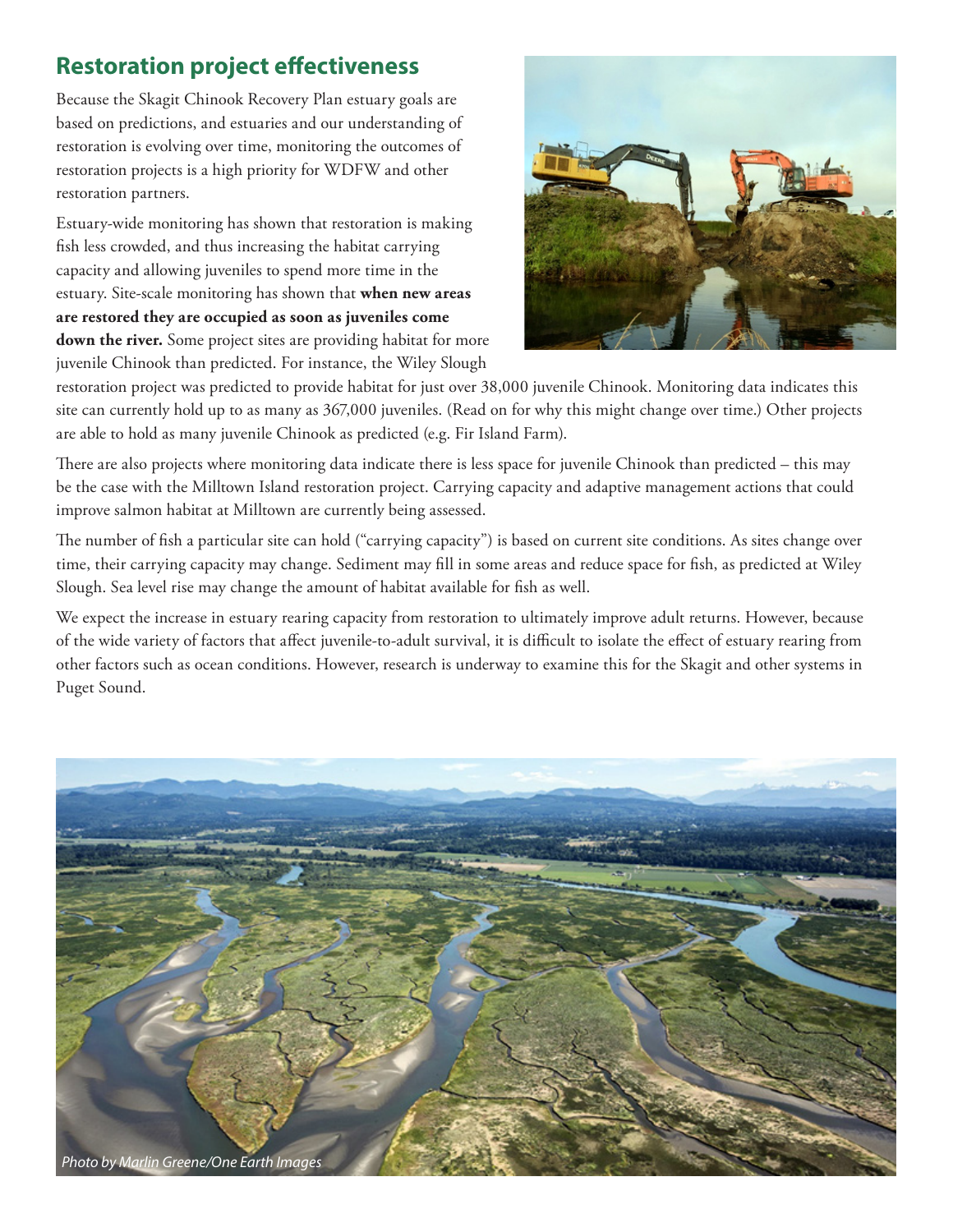## Restoration project effectiveness

Because the Skagit Chinook Recovery Plan estuary goals are based on predictions, and estuaries and our understanding of restoration is evolving over time, monitoring the outcomes of restoration projects is a high priority for WDFW and other restoration partners.

Estuary-wide monitoring has shown that restoration is making fish less crowded, and thus increasing the habitat carrying capacity and allowing juveniles to spend more time in the estuary. Site-scale monitoring has shown that **when new areas are restored they are occupied as soon as juveniles come down the river.** Some project sites are providing habitat for more juvenile Chinook than predicted. For instance, the Wiley Slough restoration project was predicted to provide habitat for just over 38,000 juvenile Chinook. Monitoring data indicates this site can currently hold up to as many as 367,000 juveniles. (Read on for why this might change over time.) Other projects are able to hold as many juvenile Chinook as predicted (e.g. Fir Island Farm).

There are also projects where monitoring data indicate there is less space for juvenile Chinook than predicted – this may be the case with the Milltown Island restoration project. Carrying capacity and adaptive management actions that could improve salmon habitat at Milltown are currently being assessed.

The number of fish a particular site can hold ("carrying capacity") is based on current site conditions. As sites change over time, their carrying capacity may change. Sediment may fill in some areas and reduce space for fish, as predicted at Wiley Slough. Sea level rise may change the amount of habitat available for fish as well.

We expect the increase in estuary rearing capacity from restoration to ultimately improve adult returns. However, because of the wide variety of factors that affect juvenile-to-adult survival, it is difficult to isolate the effect of estuary rearing from other factors such as ocean conditions. However, research is underway to examine this for the Skagit and other systems in Puget Sound.

*Photo by Marlin Greene/One Earth Images*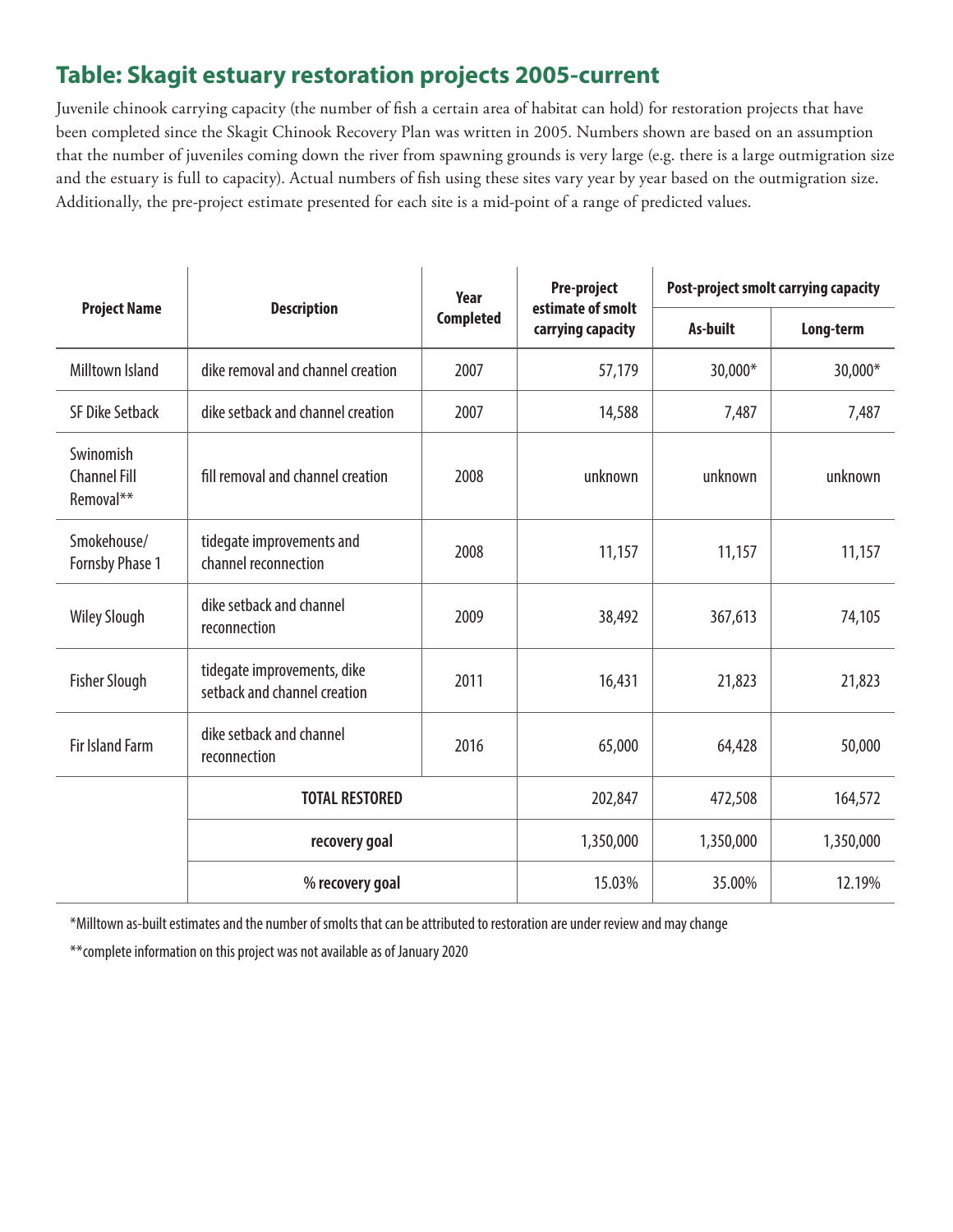## Table: Skagit estuary restoration projects 2005-current

Juvenile chinook carrying capacity (the number of fish a certain area of habitat can hold) for restoration projects that have been completed since the Skagit Chinook Recovery Plan was written in 2005. Numbers shown are based on an assumption that the number of juveniles coming down the river from spawning grounds is very large (e.g. there is a large outmigration size and the estuary is full to capacity). Actual numbers of fish using these sites vary year by year based on the outmigration size. Additionally, the pre-project estimate presented for each site is a mid-point of a range of predicted values.

| Project Name | Description | Year Completed | Pre-project estimate of smolt carrying capacity | Post-project smolt carrying capacity | |
|---|---|---|---|---|---|
| | | | | As-built | Long-term |
| Milltown Island | dike removal and channel creation | 2007 | 57,179 | 30,000* | 30,000* |
| SF Dike Setback | dike setback and channel creation | 2007 | 14,588 | 7,487 | 7,487 |
| Swinomish Channel Fill Removal** | fill removal and channel creation | 2008 | unknown | unknown | unknown |
| Smokehouse/ Fornsby Phase 1 | tidegate improvements and channel reconnection | 2008 | 11,157 | 11,157 | 11,157 |
| Wiley Slough | dike setback and channel reconnection | 2009 | 38,492 | 367,613 | 74,105 |
| Fisher Slough | tidegate improvements, dike setback and channel creation | 2011 | 16,431 | 21,823 | 21,823 |
| Fir Island Farm | dike setback and channel reconnection | 2016 | 65,000 | 64,428 | 50,000 |
| | **TOTAL RESTORED** | | 202,847 | 472,508 | 164,572 |
| | **recovery goal** | | 1,350,000 | 1,350,000 | 1,350,000 |
| | **% recovery goal** | | 15.03% | 35.00% | 12.19% |

*Milltown as-built estimates and the number of smolts that can be attributed to restoration are under review and may change

**complete information on this project was not available as of January 2020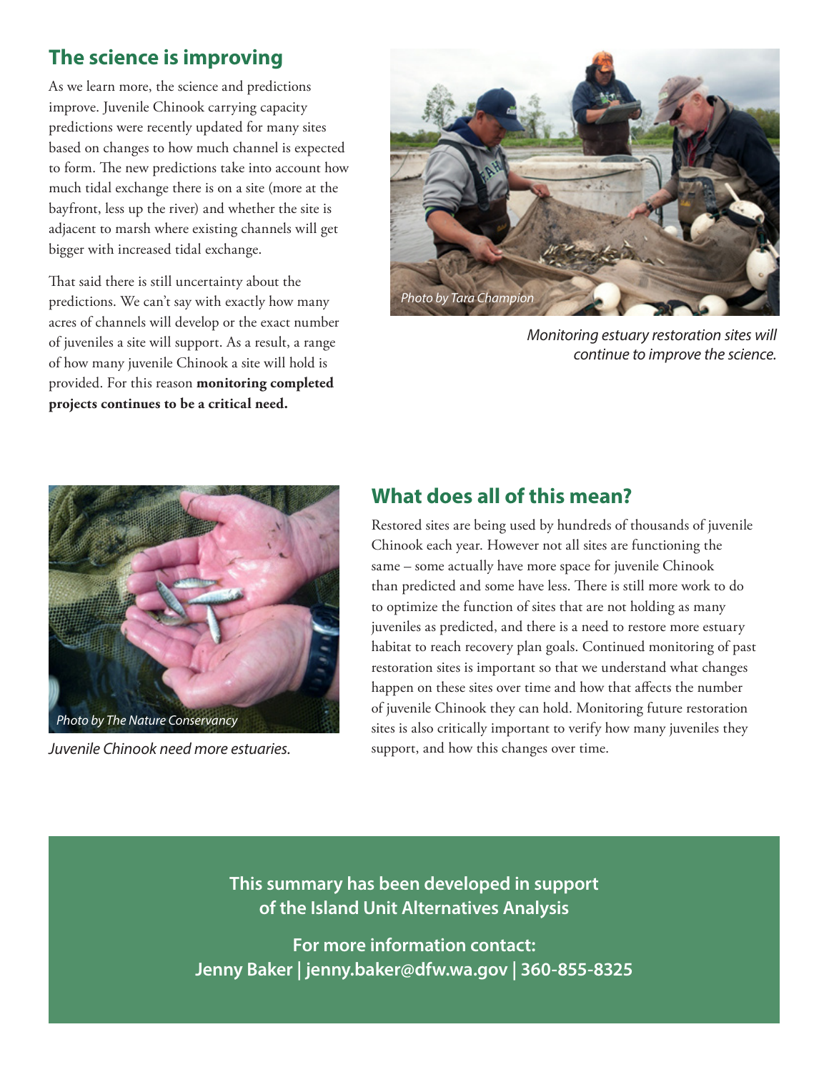## The science is improving

As we learn more, the science and predictions improve. Juvenile Chinook carrying capacity predictions were recently updated for many sites based on changes to how much channel is expected to form. The new predictions take into account how much tidal exchange there is on a site (more at the bayfront, less up the river) and whether the site is adjacent to marsh where existing channels will get bigger with increased tidal exchange.

That said there is still uncertainty about the predictions. We can't say with exactly how many acres of channels will develop or the exact number of juveniles a site will support. As a result, a range of how many juvenile Chinook a site will hold is provided. For this reason **monitoring completed projects continues to be a critical need.**

*Photo by Tara Champion*

*Monitoring estuary restoration sites will continue to improve the science.*

*Photo by The Nature Conservancy*

*Juvenile Chinook need more estuaries.*

## What does all of this mean?

Restored sites are being used by hundreds of thousands of juvenile Chinook each year. However not all sites are functioning the same – some actually have more space for juvenile Chinook than predicted and some have less. There is still more work to do to optimize the function of sites that are not holding as many juveniles as predicted, and there is a need to restore more estuary habitat to reach recovery plan goals. Continued monitoring of past restoration sites is important so that we understand what changes happen on these sites over time and how that affects the number of juvenile Chinook they can hold. Monitoring future restoration sites is also critically important to verify how many juveniles they support, and how this changes over time.

**This summary has been developed in support of the Island Unit Alternatives Analysis**

**For more information contact:**
**Jenny Baker | jenny.baker@dfw.wa.gov | 360-855-8325**